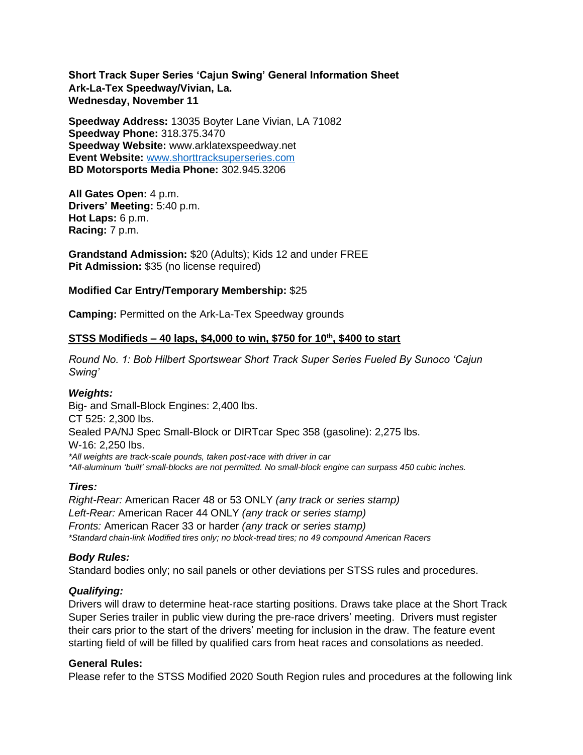**Short Track Super Series 'Cajun Swing' General Information Sheet**
**Ark-La-Tex Speedway/Vivian, La.**
**Wednesday, November 11**

**Speedway Address:** 13035 Boyter Lane Vivian, LA 71082
**Speedway Phone:** 318.375.3470
**Speedway Website:** www.arklatexspeedway.net
**Event Website:** [www.shorttracksuperseries.com](www.shorttracksuperseries.com)
**BD Motorsports Media Phone:** 302.945.3206

**All Gates Open:** 4 p.m.
**Drivers' Meeting:** 5:40 p.m.
**Hot Laps:** 6 p.m.
**Racing:** 7 p.m.

**Grandstand Admission:** $20 (Adults); Kids 12 and under FREE
**Pit Admission:** $35 (no license required)

**Modified Car Entry/Temporary Membership:** $25

**Camping:** Permitted on the Ark-La-Tex Speedway grounds

**STSS Modifieds – 40 laps, $4,000 to win, $750 for 10th, $400 to start**

*Round No. 1: Bob Hilbert Sportswear Short Track Super Series Fueled By Sunoco 'Cajun Swing'*

***Weights:***

Big- and Small-Block Engines: 2,400 lbs.
CT 525: 2,300 lbs.
Sealed PA/NJ Spec Small-Block or DIRTcar Spec 358 (gasoline): 2,275 lbs.
W-16: 2,250 lbs.
*\*All weights are track-scale pounds, taken post-race with driver in car*
*\*All-aluminum 'built' small-blocks are not permitted. No small-block engine can surpass 450 cubic inches.*

***Tires:***

*Right-Rear:* American Racer 48 or 53 ONLY *(any track or series stamp)*
*Left-Rear:* American Racer 44 ONLY *(any track or series stamp)*
*Fronts:* American Racer 33 or harder *(any track or series stamp)*
*\*Standard chain-link Modified tires only; no block-tread tires; no 49 compound American Racers*

***Body Rules:***

Standard bodies only; no sail panels or other deviations per STSS rules and procedures.

***Qualifying:***

Drivers will draw to determine heat-race starting positions. Draws take place at the Short Track Super Series trailer in public view during the pre-race drivers' meeting. Drivers must register their cars prior to the start of the drivers' meeting for inclusion in the draw. The feature event starting field of will be filled by qualified cars from heat races and consolations as needed.

**General Rules:**

Please refer to the STSS Modified 2020 South Region rules and procedures at the following link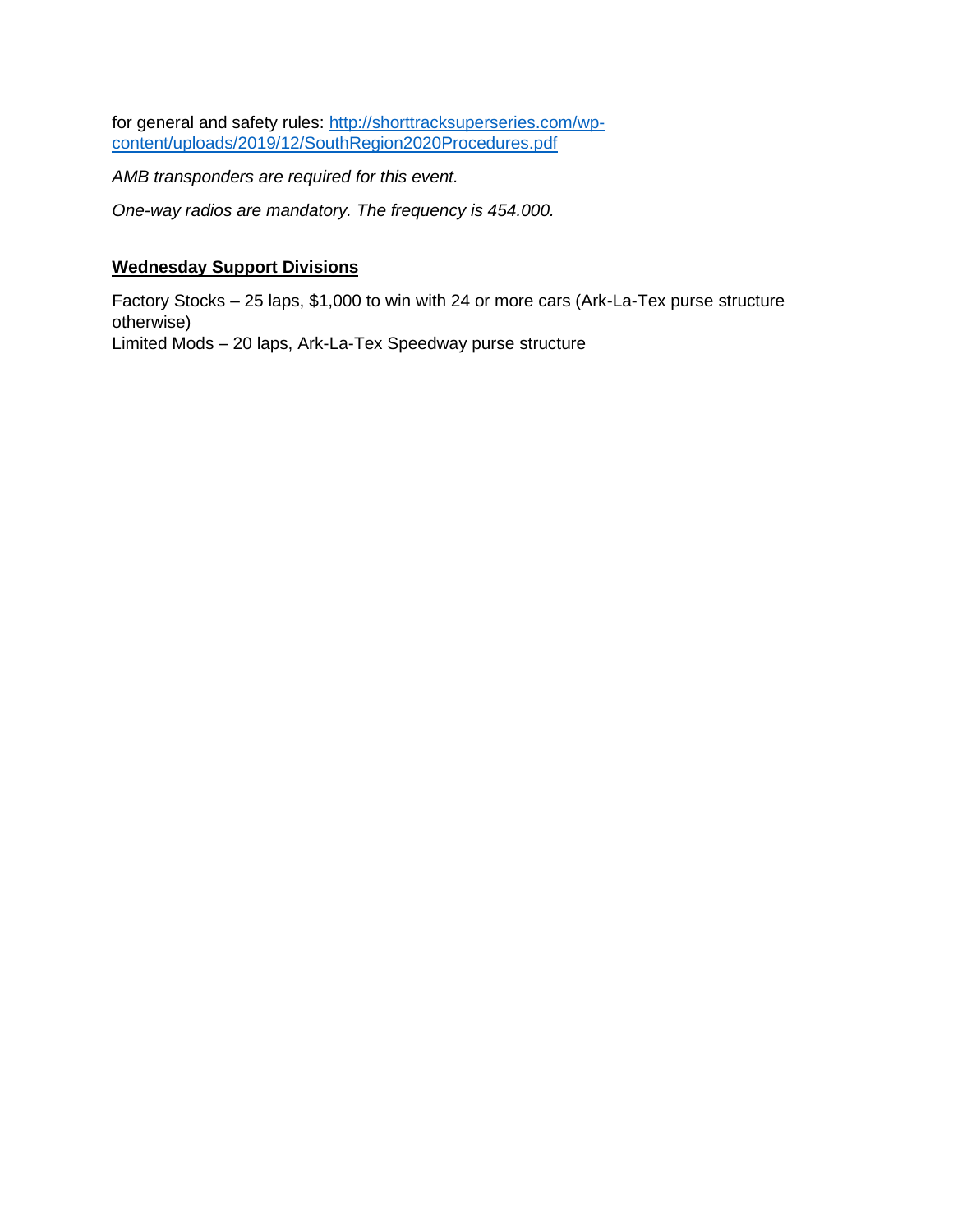for general and safety rules: [http://shorttracksuperseries.com/wp-content/uploads/2019/12/SouthRegion2020Procedures.pdf](http://shorttracksuperseries.com/wp-content/uploads/2019/12/SouthRegion2020Procedures.pdf)

*AMB transponders are required for this event.*

*One-way radios are mandatory. The frequency is 454.000.*

**Wednesday Support Divisions**

Factory Stocks – 25 laps, $1,000 to win with 24 or more cars (Ark-La-Tex purse structure otherwise)
Limited Mods – 20 laps, Ark-La-Tex Speedway purse structure